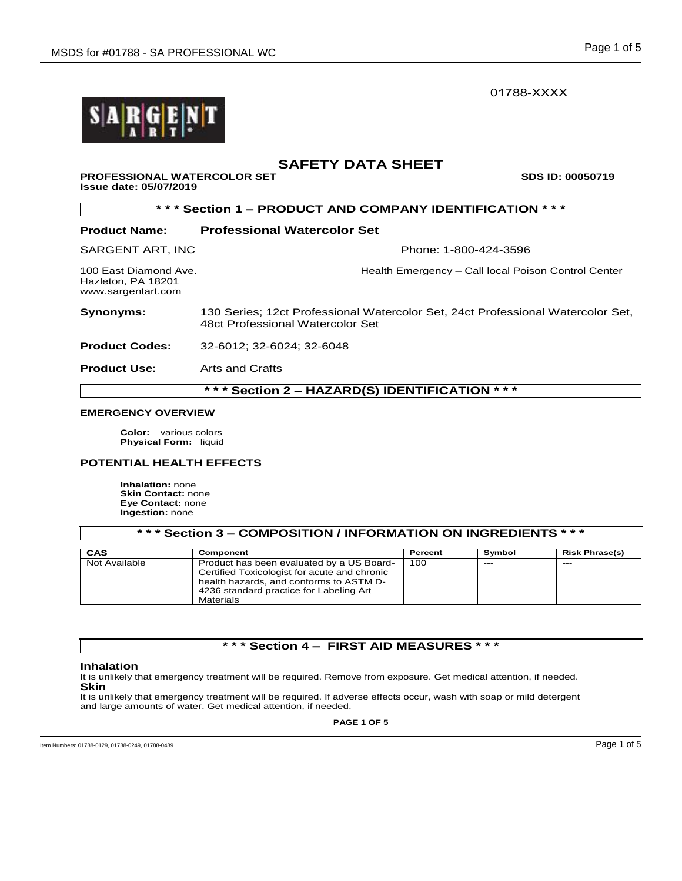01788-XXXX

# SAFETY DATA SHEET

**PROFESSIONAL WATERCOLOR SET** **SDS ID: 00050719**
**Issue date: 05/07/2019**

## * * * Section 1 – PRODUCT AND COMPANY IDENTIFICATION * * *

**Product Name:** **Professional Watercolor Set**

SARGENT ART, INC

100 East Diamond Ave.
Hazleton, PA 18201
www.sargentart.com

Phone: 1-800-424-3596

Health Emergency – Call local Poison Control Center

**Synonyms:** 130 Series; 12ct Professional Watercolor Set, 24ct Professional Watercolor Set, 48ct Professional Watercolor Set

**Product Codes:** 32-6012; 32-6024; 32-6048

**Product Use:** Arts and Crafts

## * * * Section 2 – HAZARD(S) IDENTIFICATION * * *

### EMERGENCY OVERVIEW

**Color:** various colors
**Physical Form:** liquid

### POTENTIAL HEALTH EFFECTS

**Inhalation:** none
**Skin Contact:** none
**Eye Contact:** none
**Ingestion:** none

## * * * Section 3 – COMPOSITION / INFORMATION ON INGREDIENTS * * *

| CAS | Component | Percent | Symbol | Risk Phrase(s) |
|---|---|---|---|---|
| Not Available | Product has been evaluated by a US Board-Certified Toxicologist for acute and chronic health hazards, and conforms to ASTM D-4236 standard practice for Labeling Art Materials | 100 | --- | --- |

## * * * Section 4 – FIRST AID MEASURES * * *

**Inhalation**
It is unlikely that emergency treatment will be required. Remove from exposure. Get medical attention, if needed.

**Skin**
It is unlikely that emergency treatment will be required. If adverse effects occur, wash with soap or mild detergent and large amounts of water. Get medical attention, if needed.

Item Numbers: 01788-0129, 01788-0249, 01788-0489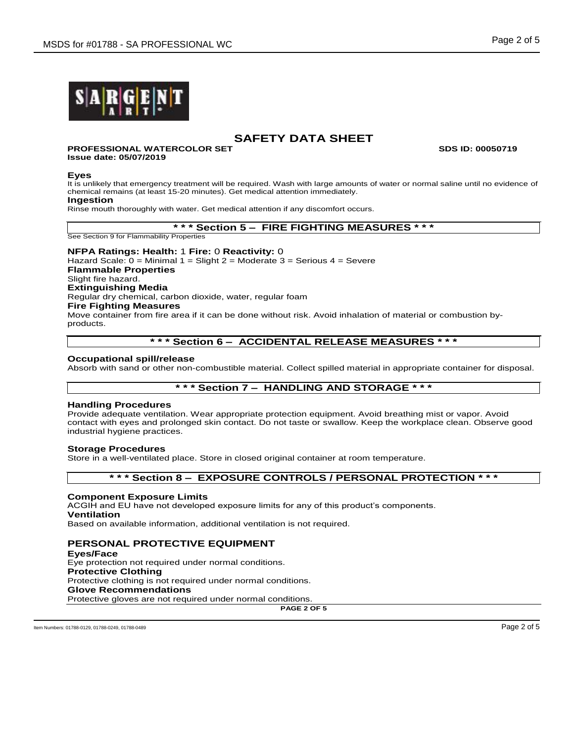# SAFETY DATA SHEET

**PROFESSIONAL WATERCOLOR SET** **SDS ID: 00050719**
**Issue date: 05/07/2019**

**Eyes**
It is unlikely that emergency treatment will be required. Wash with large amounts of water or normal saline until no evidence of chemical remains (at least 15-20 minutes). Get medical attention immediately.

**Ingestion**
Rinse mouth thoroughly with water. Get medical attention if any discomfort occurs.

## * * * Section 5 – FIRE FIGHTING MEASURES * * *

See Section 9 for Flammability Properties

**NFPA Ratings: Health:** 1 **Fire:** 0 **Reactivity:** 0
Hazard Scale: 0 = Minimal 1 = Slight 2 = Moderate 3 = Serious 4 = Severe

**Flammable Properties**
Slight fire hazard.

**Extinguishing Media**
Regular dry chemical, carbon dioxide, water, regular foam

**Fire Fighting Measures**
Move container from fire area if it can be done without risk. Avoid inhalation of material or combustion by-products.

## * * * Section 6 – ACCIDENTAL RELEASE MEASURES * * *

**Occupational spill/release**
Absorb with sand or other non-combustible material. Collect spilled material in appropriate container for disposal.

## * * * Section 7 – HANDLING AND STORAGE * * *

**Handling Procedures**
Provide adequate ventilation. Wear appropriate protection equipment. Avoid breathing mist or vapor. Avoid contact with eyes and prolonged skin contact. Do not taste or swallow. Keep the workplace clean. Observe good industrial hygiene practices.

**Storage Procedures**
Store in a well-ventilated place. Store in closed original container at room temperature.

## * * * Section 8 – EXPOSURE CONTROLS / PERSONAL PROTECTION * * *

**Component Exposure Limits**
ACGIH and EU have not developed exposure limits for any of this product's components.

**Ventilation**
Based on available information, additional ventilation is not required.

### PERSONAL PROTECTIVE EQUIPMENT

**Eyes/Face**
Eye protection not required under normal conditions.

**Protective Clothing**
Protective clothing is not required under normal conditions.

**Glove Recommendations**
Protective gloves are not required under normal conditions.

Item Numbers: 01788-0129, 01788-0249, 01788-0489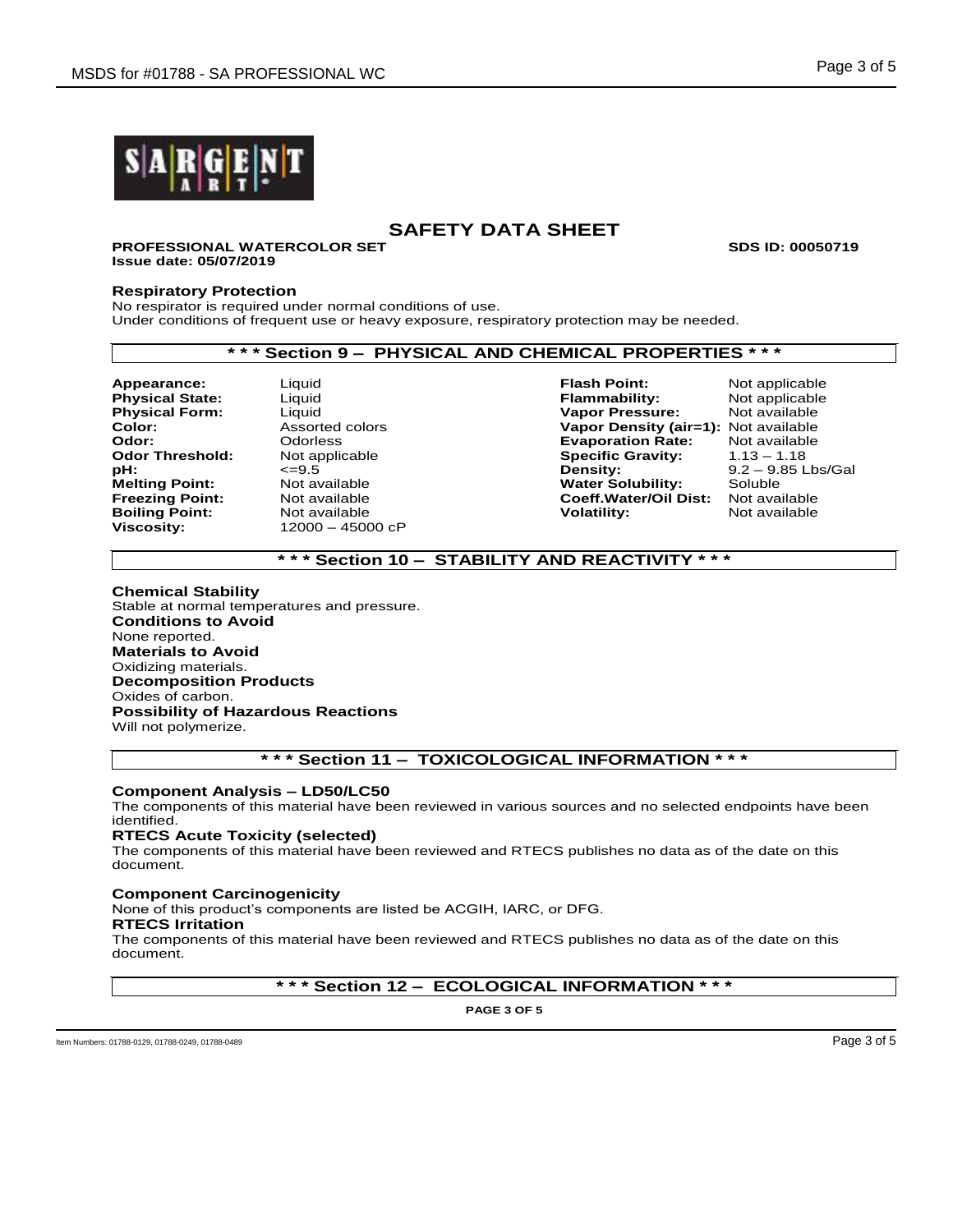# SAFETY DATA SHEET

**PROFESSIONAL WATERCOLOR SET** **SDS ID: 00050719**
**Issue date: 05/07/2019**

### Respiratory Protection

No respirator is required under normal conditions of use.
Under conditions of frequent use or heavy exposure, respiratory protection may be needed.

## * * * Section 9 – PHYSICAL AND CHEMICAL PROPERTIES * * *

| | | | |
|---|---|---|---|
| **Appearance:** | Liquid | **Flash Point:** | Not applicable |
| **Physical State:** | Liquid | **Flammability:** | Not applicable |
| **Physical Form:** | Liquid | **Vapor Pressure:** | Not available |
| **Color:** | Assorted colors | **Vapor Density (air=1):** | Not available |
| **Odor:** | Odorless | **Evaporation Rate:** | Not available |
| **Odor Threshold:** | Not applicable | **Specific Gravity:** | 1.13 – 1.18 |
| **pH:** | <=9.5 | **Density:** | 9.2 – 9.85 Lbs/Gal |
| **Melting Point:** | Not available | **Water Solubility:** | Soluble |
| **Freezing Point:** | Not available | **Coeff.Water/Oil Dist:** | Not available |
| **Boiling Point:** | Not available | **Volatility:** | Not available |
| **Viscosity:** | 12000 – 45000 cP | | |

## * * * Section 10 – STABILITY AND REACTIVITY * * *

**Chemical Stability**
Stable at normal temperatures and pressure.
**Conditions to Avoid**
None reported.
**Materials to Avoid**
Oxidizing materials.
**Decomposition Products**
Oxides of carbon.
**Possibility of Hazardous Reactions**
Will not polymerize.

## * * * Section 11 – TOXICOLOGICAL INFORMATION * * *

**Component Analysis – LD50/LC50**
The components of this material have been reviewed in various sources and no selected endpoints have been identified.
**RTECS Acute Toxicity (selected)**
The components of this material have been reviewed and RTECS publishes no data as of the date on this document.

**Component Carcinogenicity**
None of this product's components are listed be ACGIH, IARC, or DFG.
**RTECS Irritation**
The components of this material have been reviewed and RTECS publishes no data as of the date on this document.

## * * * Section 12 – ECOLOGICAL INFORMATION * * *

Item Numbers: 01788-0129, 01788-0249, 01788-0489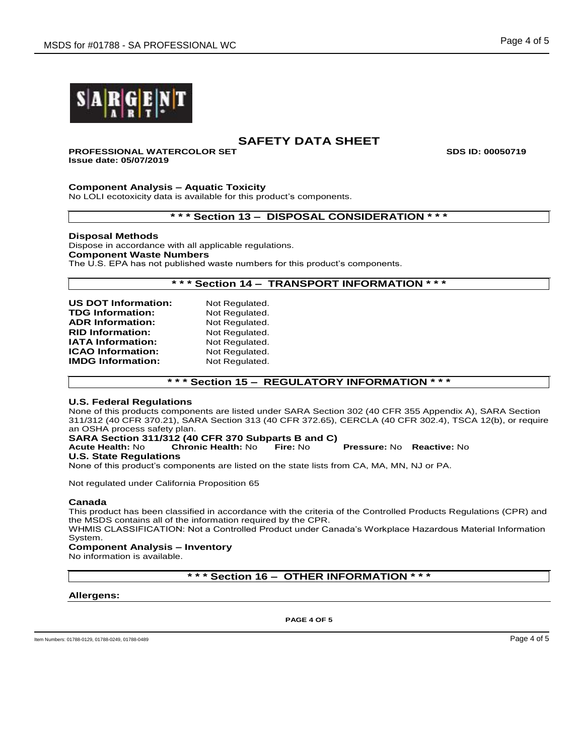# SAFETY DATA SHEET

**PROFESSIONAL WATERCOLOR SET** **SDS ID: 00050719**
**Issue date: 05/07/2019**

**Component Analysis – Aquatic Toxicity**
No LOLI ecotoxicity data is available for this product's components.

## * * * Section 13 – DISPOSAL CONSIDERATION * * *

**Disposal Methods**
Dispose in accordance with all applicable regulations.
**Component Waste Numbers**
The U.S. EPA has not published waste numbers for this product's components.

## * * * Section 14 – TRANSPORT INFORMATION * * *

**US DOT Information:** Not Regulated.
**TDG Information:** Not Regulated.
**ADR Information:** Not Regulated.
**RID Information:** Not Regulated.
**IATA Information:** Not Regulated.
**ICAO Information:** Not Regulated.
**IMDG Information:** Not Regulated.

## * * * Section 15 – REGULATORY INFORMATION * * *

**U.S. Federal Regulations**
None of this products components are listed under SARA Section 302 (40 CFR 355 Appendix A), SARA Section 311/312 (40 CFR 370.21), SARA Section 313 (40 CFR 372.65), CERCLA (40 CFR 302.4), TSCA 12(b), or require an OSHA process safety plan.
**SARA Section 311/312 (40 CFR 370 Subparts B and C)**
**Acute Health:** No **Chronic Health:** No **Fire:** No **Pressure:** No **Reactive:** No
**U.S. State Regulations**
None of this product's components are listed on the state lists from CA, MA, MN, NJ or PA.

Not regulated under California Proposition 65

**Canada**
This product has been classified in accordance with the criteria of the Controlled Products Regulations (CPR) and the MSDS contains all of the information required by the CPR.
WHMIS CLASSIFICATION: Not a Controlled Product under Canada's Workplace Hazardous Material Information System.
**Component Analysis – Inventory**
No information is available.

## * * * Section 16 – OTHER INFORMATION * * *

**Allergens:**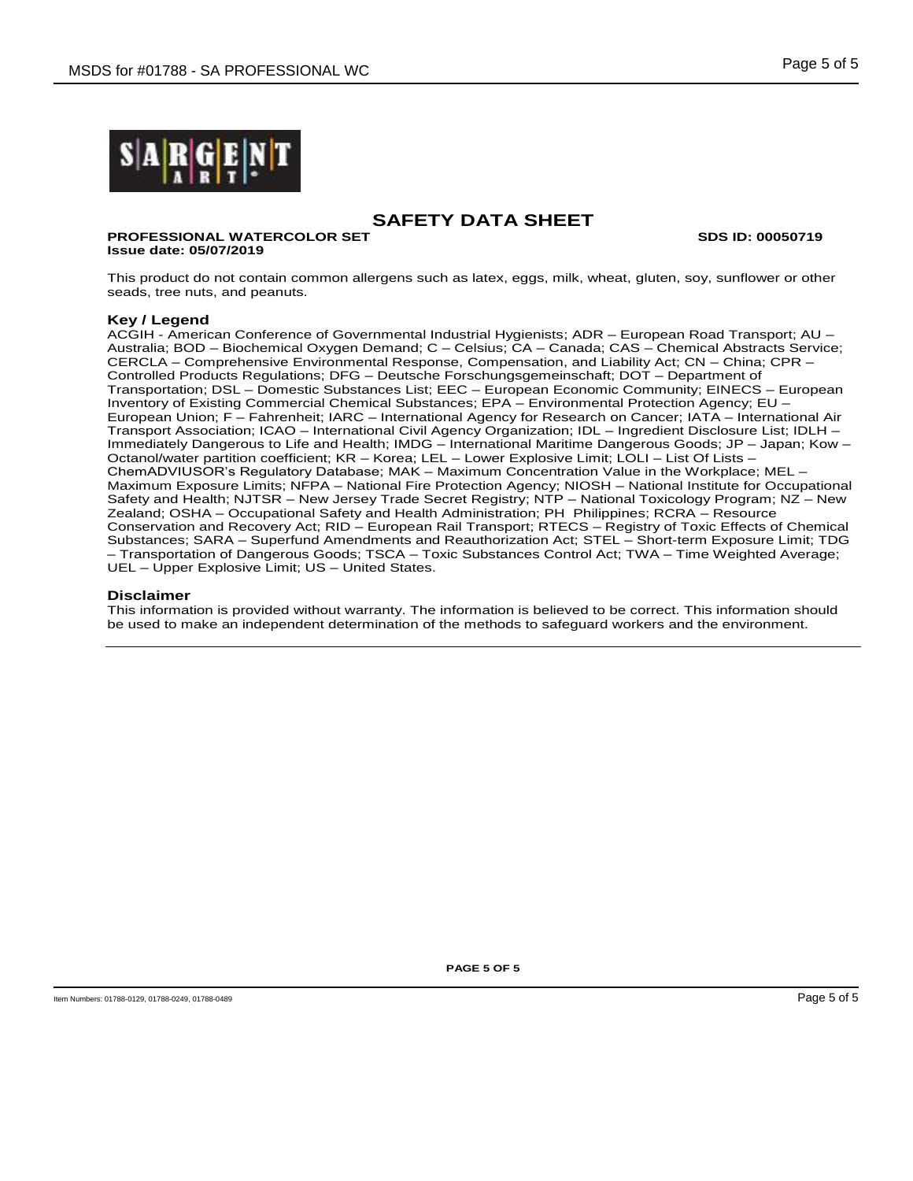# SAFETY DATA SHEET

**PROFESSIONAL WATERCOLOR SET** **SDS ID: 00050719**
**Issue date: 05/07/2019**

This product do not contain common allergens such as latex, eggs, milk, wheat, gluten, soy, sunflower or other seads, tree nuts, and peanuts.

### Key / Legend

ACGIH - American Conference of Governmental Industrial Hygienists; ADR – European Road Transport; AU – Australia; BOD – Biochemical Oxygen Demand; C – Celsius; CA – Canada; CAS – Chemical Abstracts Service; CERCLA – Comprehensive Environmental Response, Compensation, and Liability Act; CN – China; CPR – Controlled Products Regulations; DFG – Deutsche Forschungsgemeinschaft; DOT – Department of Transportation; DSL – Domestic Substances List; EEC – European Economic Community; EINECS – European Inventory of Existing Commercial Chemical Substances; EPA – Environmental Protection Agency; EU – European Union; F – Fahrenheit; IARC – International Agency for Research on Cancer; IATA – International Air Transport Association; ICAO – International Civil Agency Organization; IDL – Ingredient Disclosure List; IDLH – Immediately Dangerous to Life and Health; IMDG – International Maritime Dangerous Goods; JP – Japan; Kow – Octanol/water partition coefficient; KR – Korea; LEL – Lower Explosive Limit; LOLI – List Of Lists – ChemADVIUSOR's Regulatory Database; MAK – Maximum Concentration Value in the Workplace; MEL – Maximum Exposure Limits; NFPA – National Fire Protection Agency; NIOSH – National Institute for Occupational Safety and Health; NJTSR – New Jersey Trade Secret Registry; NTP – National Toxicology Program; NZ – New Zealand; OSHA – Occupational Safety and Health Administration; PH Philippines; RCRA – Resource Conservation and Recovery Act; RID – European Rail Transport; RTECS – Registry of Toxic Effects of Chemical Substances; SARA – Superfund Amendments and Reauthorization Act; STEL – Short-term Exposure Limit; TDG – Transportation of Dangerous Goods; TSCA – Toxic Substances Control Act; TWA – Time Weighted Average; UEL – Upper Explosive Limit; US – United States.

### Disclaimer

This information is provided without warranty. The information is believed to be correct. This information should be used to make an independent determination of the methods to safeguard workers and the environment.

Item Numbers: 01788-0129, 01788-0249, 01788-0489